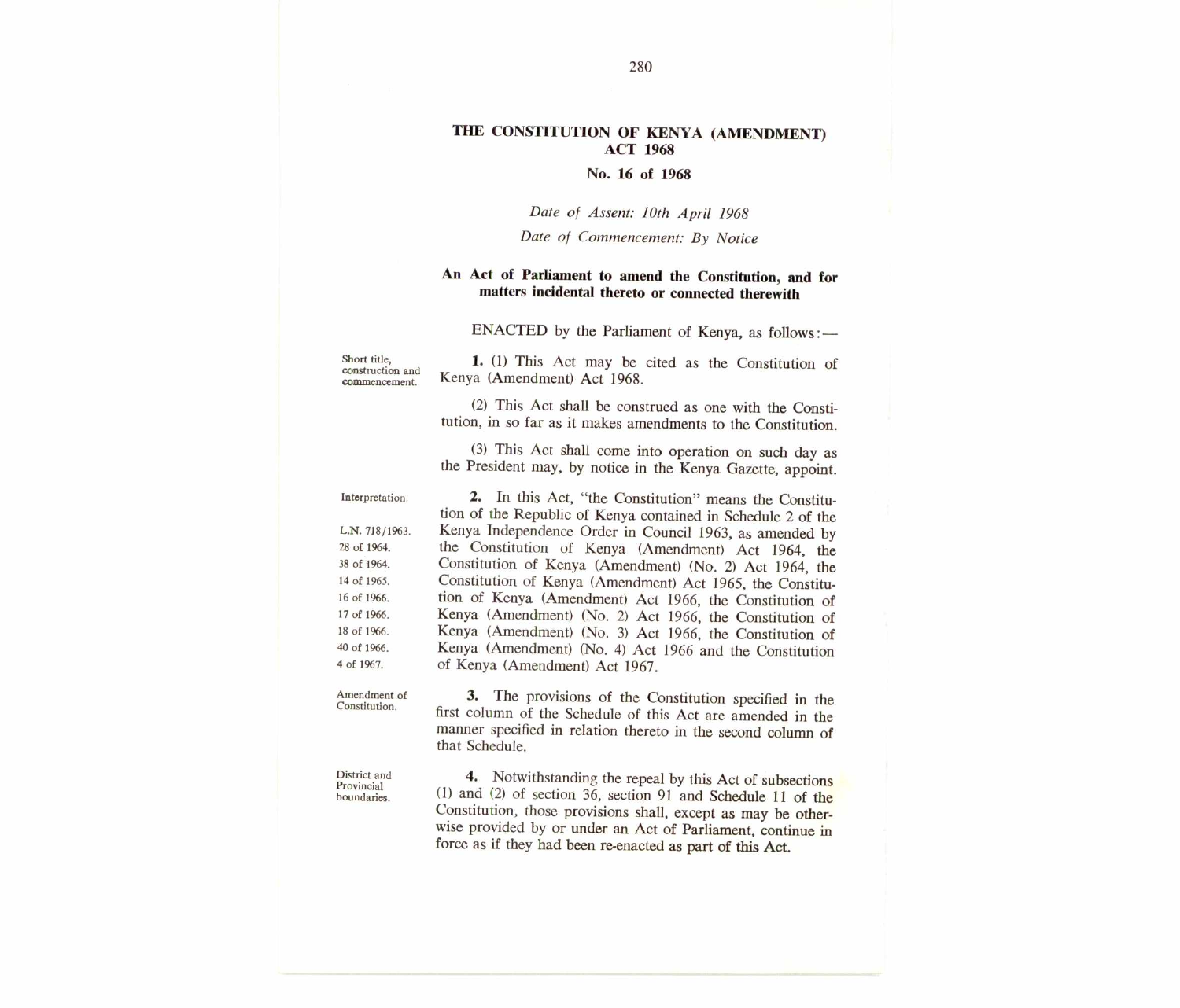# THE CONSTITUTION OF KENYA (AMENDMENT) ACT 1968

## No. 16 of 1968

*Date of Assent: 10th April 1968*

*Date of Commencement: By Notice*

**An Act of Parliament to amend the Constitution, and for matters incidental thereto or connected therewith**

ENACTED by the Parliament of Kenya, as follows:—

Short title, construction and commencement.

**1.** (1) This Act may be cited as the Constitution of Kenya (Amendment) Act 1968.

(2) This Act shall be construed as one with the Constitution, in so far as it makes amendments to the Constitution.

(3) This Act shall come into operation on such day as the President may, by notice in the Kenya Gazette, appoint.

Interpretation.

L.N. 718/1963.
28 of 1964.
38 of 1964.
14 of 1965.
16 of 1966.
17 of 1966.
18 of 1966.
40 of 1966.
4 of 1967.

**2.** In this Act, "the Constitution" means the Constitution of the Republic of Kenya contained in Schedule 2 of the Kenya Independence Order in Council 1963, as amended by the Constitution of Kenya (Amendment) Act 1964, the Constitution of Kenya (Amendment) (No. 2) Act 1964, the Constitution of Kenya (Amendment) Act 1965, the Constitution of Kenya (Amendment) Act 1966, the Constitution of Kenya (Amendment) (No. 2) Act 1966, the Constitution of Kenya (Amendment) (No. 3) Act 1966, the Constitution of Kenya (Amendment) (No. 4) Act 1966 and the Constitution of Kenya (Amendment) Act 1967.

Amendment of Constitution.

**3.** The provisions of the Constitution specified in the first column of the Schedule of this Act are amended in the manner specified in relation thereto in the second column of that Schedule.

District and Provincial boundaries.

**4.** Notwithstanding the repeal by this Act of subsections (1) and (2) of section 36, section 91 and Schedule 11 of the Constitution, those provisions shall, except as may be otherwise provided by or under an Act of Parliament, continue in force as if they had been re-enacted as part of this Act.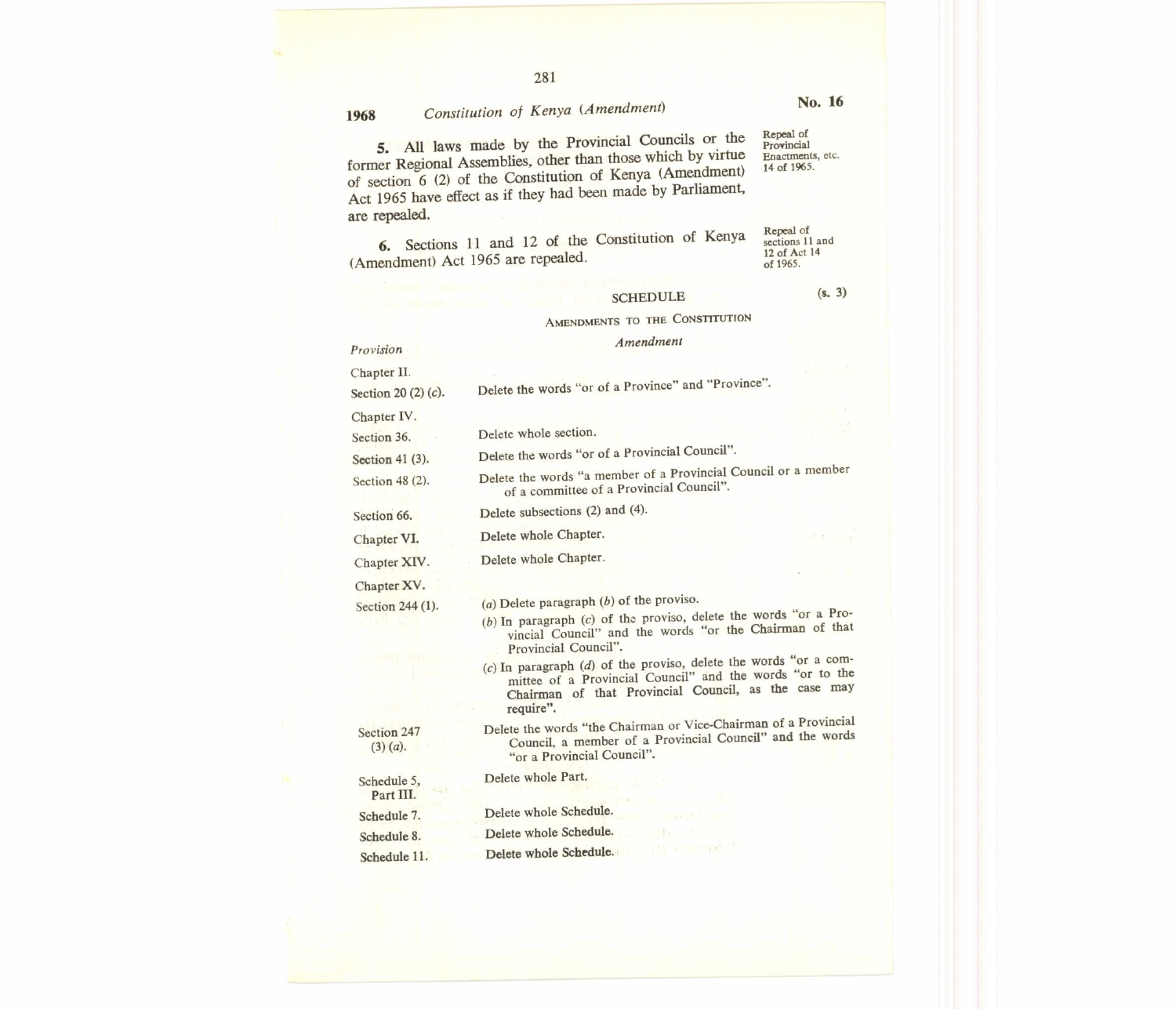**5.** All laws made by the Provincial Councils or the former Regional Assemblies, other than those which by virtue of section 6 (2) of the Constitution of Kenya (Amendment) Act 1965 have effect as if they had been made by Parliament, are repealed.

Repeal of Provincial Enactments, etc. 14 of 1965.

**6.** Sections 11 and 12 of the Constitution of Kenya (Amendment) Act 1965 are repealed.

Repeal of sections 11 and 12 of Act 14 of 1965.

## SCHEDULE

(s. 3)

### AMENDMENTS TO THE CONSTITUTION

| *Provision* | *Amendment* |
|---|---|
| Chapter II. | |
| Section 20 (2) (*c*). | Delete the words "or of a Province" and "Province". |
| Chapter IV. | |
| Section 36. | Delete whole section. |
| Section 41 (3). | Delete the words "or of a Provincial Council". |
| Section 48 (2). | Delete the words "a member of a Provincial Council or a member of a committee of a Provincial Council". |
| Section 66. | Delete subsections (2) and (4). |
| Chapter VI. | Delete whole Chapter. |
| Chapter XIV. | Delete whole Chapter. |
| Chapter XV. | |
| Section 244 (1). | (*a*) Delete paragraph (*b*) of the proviso. (*b*) In paragraph (*c*) of the proviso, delete the words "or a Provincial Council" and the words "or the Chairman of that Provincial Council". (*c*) In paragraph (*d*) of the proviso, delete the words "or a committee of a Provincial Council" and the words "or to the Chairman of that Provincial Council, as the case may require". |
| Section 247 (3) (*a*). | Delete the words "the Chairman or Vice-Chairman of a Provincial Council, a member of a Provincial Council" and the words "or a Provincial Council". |
| Schedule 5, Part III. | Delete whole Part. |
| Schedule 7. | Delete whole Schedule. |
| Schedule 8. | Delete whole Schedule. |
| Schedule 11. | Delete whole Schedule. |